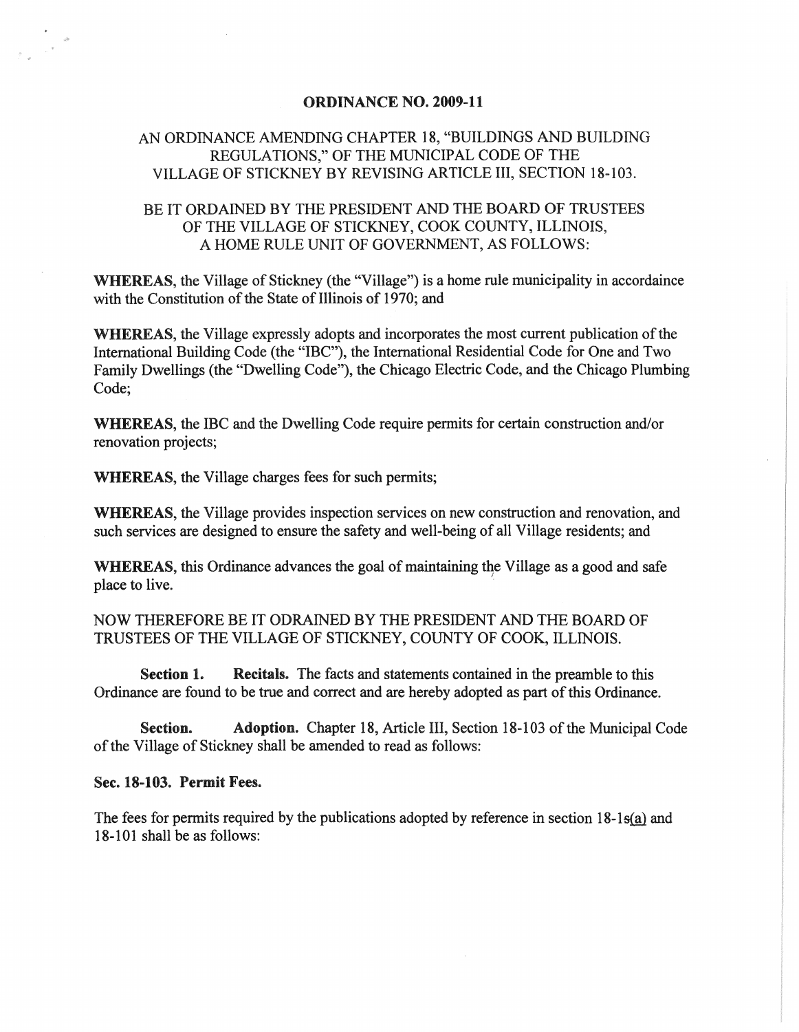# ORDINANCE NO. 2009-11

## AN ORDINANCE AMENDING CHAPTER 18, "BUILDINGS AND BUILDING REGULATIONS," OF THE MUNICIPAL CODE OF THE VILLAGE OF STICKNEY BY REVISING ARTICLE III, SECTION 18-103.

BE IT ORDAINED BY THE PRESIDENT AND THE BOARD OF TRUSTEES OF THE VILLAGE OF STICKNEY, COOK COUNTY, ILLINOIS, A HOME RULE UNIT OF GOVERNMENT, AS FOLLOWS:

**WHEREAS**, the Village of Stickney (the "Village") is a home rule municipality in accordaince with the Constitution of the State of Illinois of 1970; and

**WHEREAS**, the Village expressly adopts and incorporates the most current publication of the International Building Code (the "IBC"), the International Residential Code for One and Two Family Dwellings (the "Dwelling Code"), the Chicago Electric Code, and the Chicago Plumbing Code;

**WHEREAS**, the IBC and the Dwelling Code require permits for certain construction and/or renovation projects;

**WHEREAS**, the Village charges fees for such permits;

**WHEREAS**, the Village provides inspection services on new construction and renovation, and such services are designed to ensure the safety and well-being of all Village residents; and

**WHEREAS**, this Ordinance advances the goal of maintaining the Village as a good and safe place to live.

NOW THEREFORE BE IT ODRAINED BY THE PRESIDENT AND THE BOARD OF TRUSTEES OF THE VILLAGE OF STICKNEY, COUNTY OF COOK, ILLINOIS.

**Section 1.** **Recitals.** The facts and statements contained in the preamble to this Ordinance are found to be true and correct and are hereby adopted as part of this Ordinance.

**Section.** **Adoption.** Chapter 18, Article III, Section 18-103 of the Municipal Code of the Village of Stickney shall be amended to read as follows:

**Sec. 18-103. Permit Fees.**

The fees for permits required by the publications adopted by reference in section 18-1s(a) and 18-101 shall be as follows: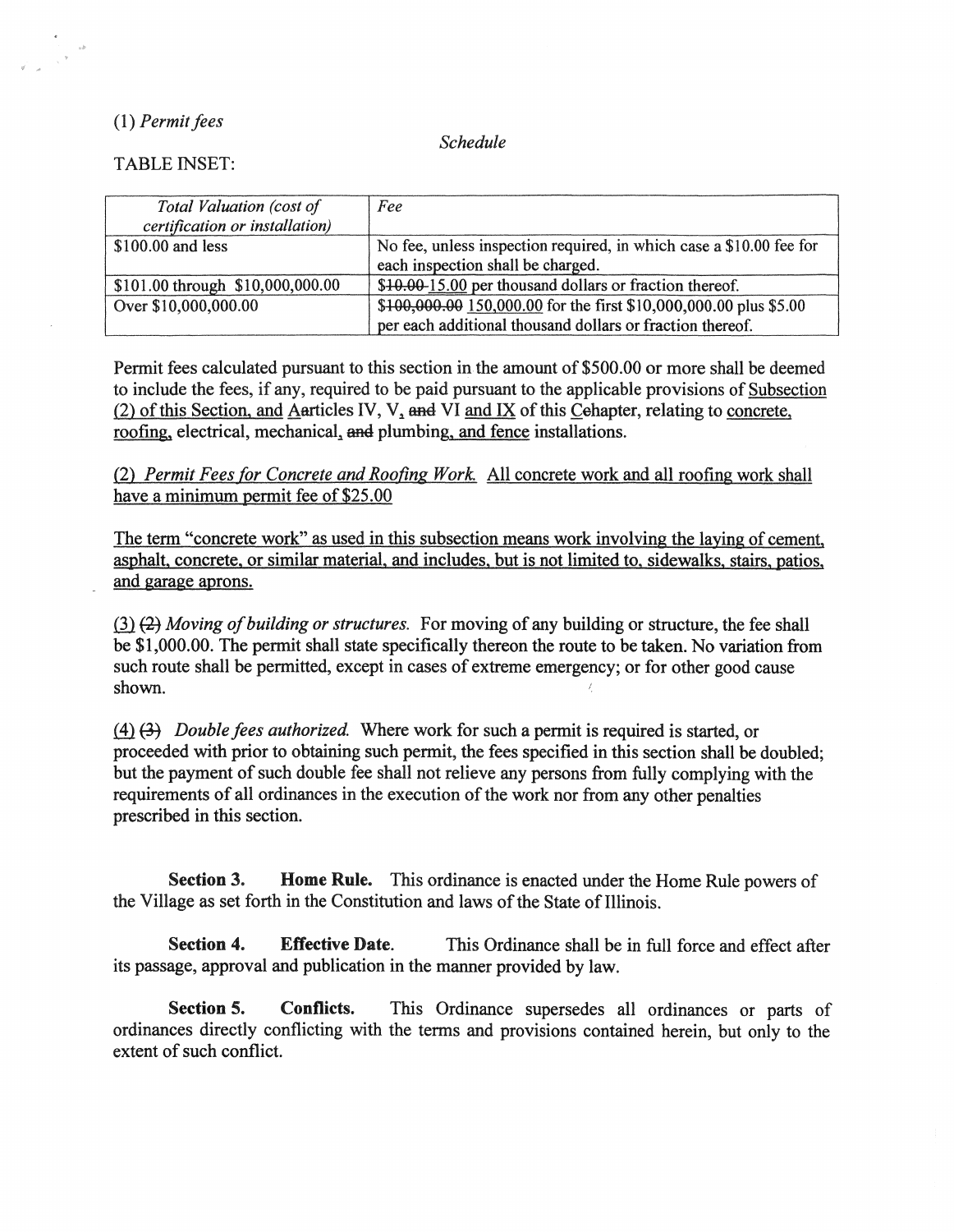(1) *Permit fees*

*Schedule*

TABLE INSET:

| *Total Valuation (cost of certification or installation)* | *Fee* |
|---|---|
| $100.00 and less | No fee, unless inspection required, in which case a $10.00 fee for each inspection shall be charged. |
| $101.00 through $10,000,000.00 | ~~$10.00~~ <u>15.00</u> per thousand dollars or fraction thereof. |
| Over $10,000,000.00 | ~~$100,000.00~~ <u>150,000.00</u> for the first $10,000,000.00 plus $5.00 per each additional thousand dollars or fraction thereof. |

Permit fees calculated pursuant to this section in the amount of $500.00 or more shall be deemed to include the fees, if any, required to be paid pursuant to the applicable provisions of <u>Subsection (2) of this Section, and A</u>~~a~~rticles IV, V<u>,</u> ~~and~~ VI <u>and IX</u> of this <u>C</u>~~c~~hapter, relating to <u>concrete, roofing,</u> electrical, mechanical<u>,</u> ~~and~~ plumbing<u>, and fence</u> installations.

<u>(2) *Permit Fees for Concrete and Roofing Work.* All concrete work and all roofing work shall have a minimum permit fee of $25.00</u>

<u>The term "concrete work" as used in this subsection means work involving the laying of cement, asphalt, concrete, or similar material, and includes, but is not limited to, sidewalks, stairs, patios, and garage aprons.</u>

<u>(3)</u> ~~(2)~~ *Moving of building or structures.* For moving of any building or structure, the fee shall be $1,000.00. The permit shall state specifically thereon the route to be taken. No variation from such route shall be permitted, except in cases of extreme emergency; or for other good cause shown.

<u>(4)</u> ~~(3)~~ *Double fees authorized.* Where work for such a permit is required is started, or proceeded with prior to obtaining such permit, the fees specified in this section shall be doubled; but the payment of such double fee shall not relieve any persons from fully complying with the requirements of all ordinances in the execution of the work nor from any other penalties prescribed in this section.

**Section 3. Home Rule.** This ordinance is enacted under the Home Rule powers of the Village as set forth in the Constitution and laws of the State of Illinois.

**Section 4. Effective Date.** This Ordinance shall be in full force and effect after its passage, approval and publication in the manner provided by law.

**Section 5. Conflicts.** This Ordinance supersedes all ordinances or parts of ordinances directly conflicting with the terms and provisions contained herein, but only to the extent of such conflict.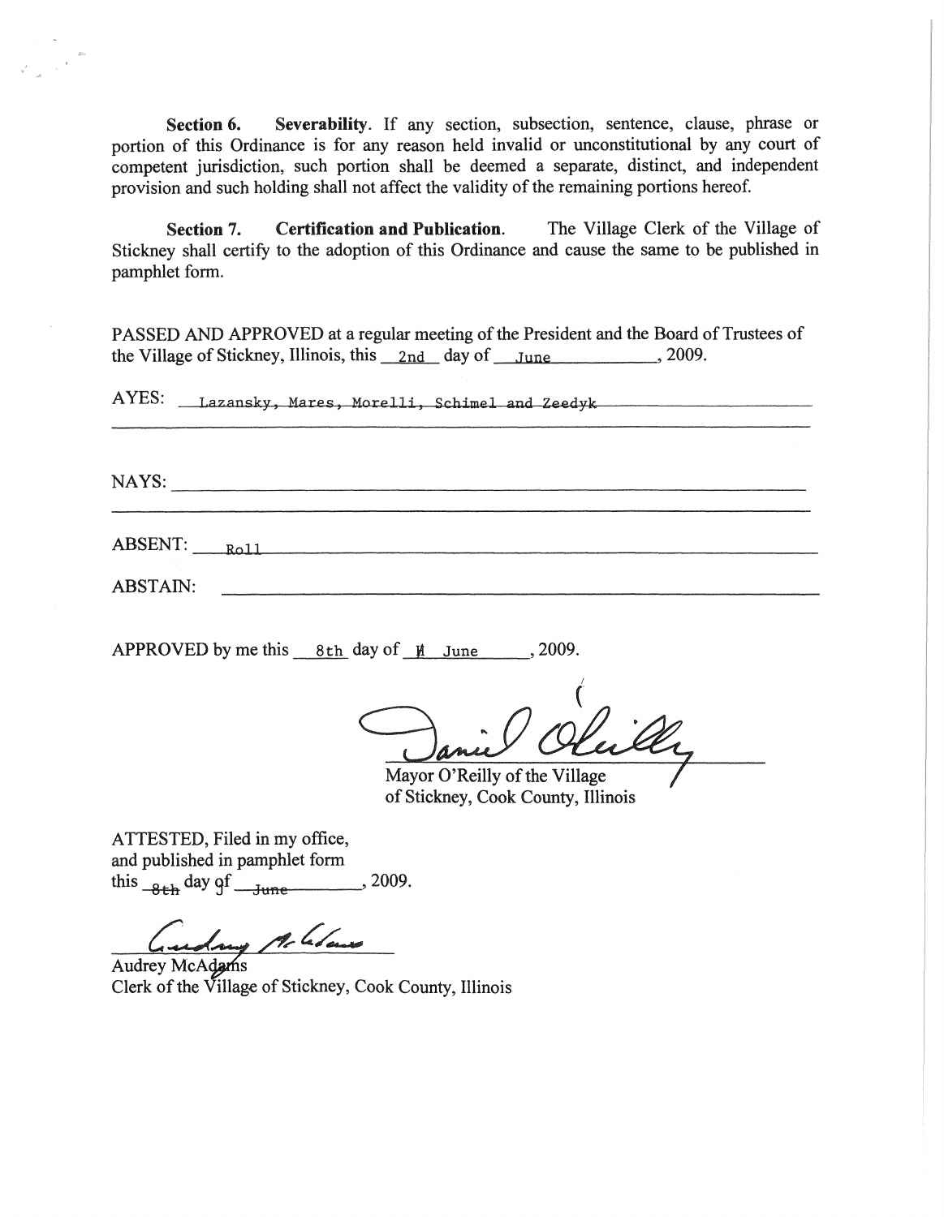**Section 6. Severability**. If any section, subsection, sentence, clause, phrase or portion of this Ordinance is for any reason held invalid or unconstitutional by any court of competent jurisdiction, such portion shall be deemed a separate, distinct, and independent provision and such holding shall not affect the validity of the remaining portions hereof.

**Section 7. Certification and Publication**. The Village Clerk of the Village of Stickney shall certify to the adoption of this Ordinance and cause the same to be published in pamphlet form.

PASSED AND APPROVED at a regular meeting of the President and the Board of Trustees of the Village of Stickney, Illinois, this 2nd day of June, 2009.

AYES: Lazansky, Mares, Morelli, Schimel and Zeedyk

NAYS:

ABSENT: Roll

ABSTAIN:

APPROVED by me this 8th day of June, 2009.

Mayor O'Reilly of the Village
of Stickney, Cook County, Illinois

ATTESTED, Filed in my office,
and published in pamphlet form
this 8th day of June, 2009.

Audrey McAdams
Clerk of the Village of Stickney, Cook County, Illinois